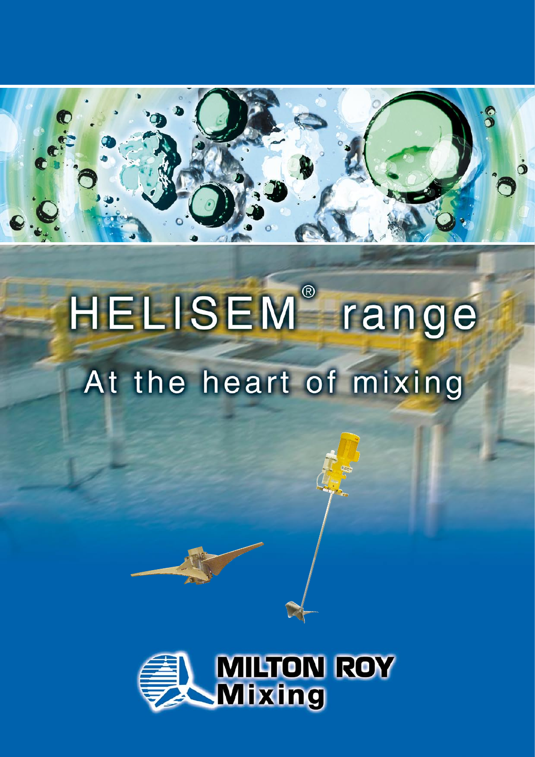# HELISEM® range

## At the heart of mixing

MILTON ROY
Mixing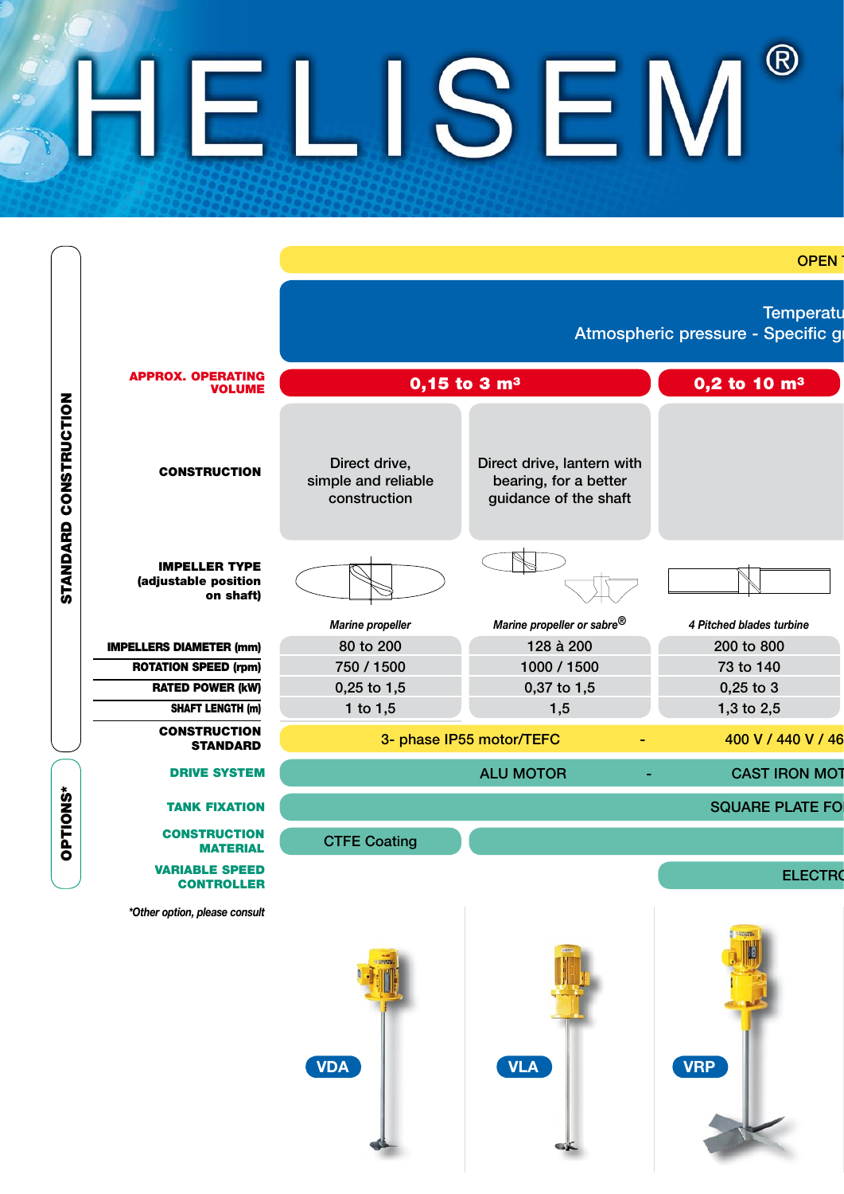# HELISEM®

| | | | |
|---|---|---|---|
| | OPEN T | | |
| | Temperatu<br>Atmospheric pressure - Specific g | | |
| **APPROX. OPERATING VOLUME** | 0,15 to 3 m³ | | 0,2 to 10 m³ |
| **CONSTRUCTION** | Direct drive, simple and reliable construction | Direct drive, lantern with bearing, for a better guidance of the shaft | |
| **IMPELLER TYPE (adjustable position on shaft)** | *Marine propeller* | *Marine propeller or sabre®* | *4 Pitched blades turbine* |
| **IMPELLERS DIAMETER (mm)** | 80 to 200 | 128 à 200 | 200 to 800 |
| **ROTATION SPEED (rpm)** | 750 / 1500 | 1000 / 1500 | 73 to 140 |
| **RATED POWER (kW)** | 0,25 to 1,5 | 0,37 to 1,5 | 0,25 to 3 |
| **SHAFT LENGTH (m)** | 1 to 1,5 | 1,5 | 1,3 to 2,5 |
| **CONSTRUCTION STANDARD** | 3- phase IP55 motor/TEFC - 400 V / 440 V / 46 | | |

**STANDARD CONSTRUCTION**

**OPTIONS***

| | | | |
|---|---|---|---|
| **DRIVE SYSTEM** | ALU MOTOR - CAST IRON MOT | | |
| **TANK FIXATION** | SQUARE PLATE FO | | |
| **CONSTRUCTION MATERIAL** | CTFE Coating | | |
| **VARIABLE SPEED CONTROLLER** | | | ELECTRO |

*\*Other option, please consult*

VDA

VLA

VRP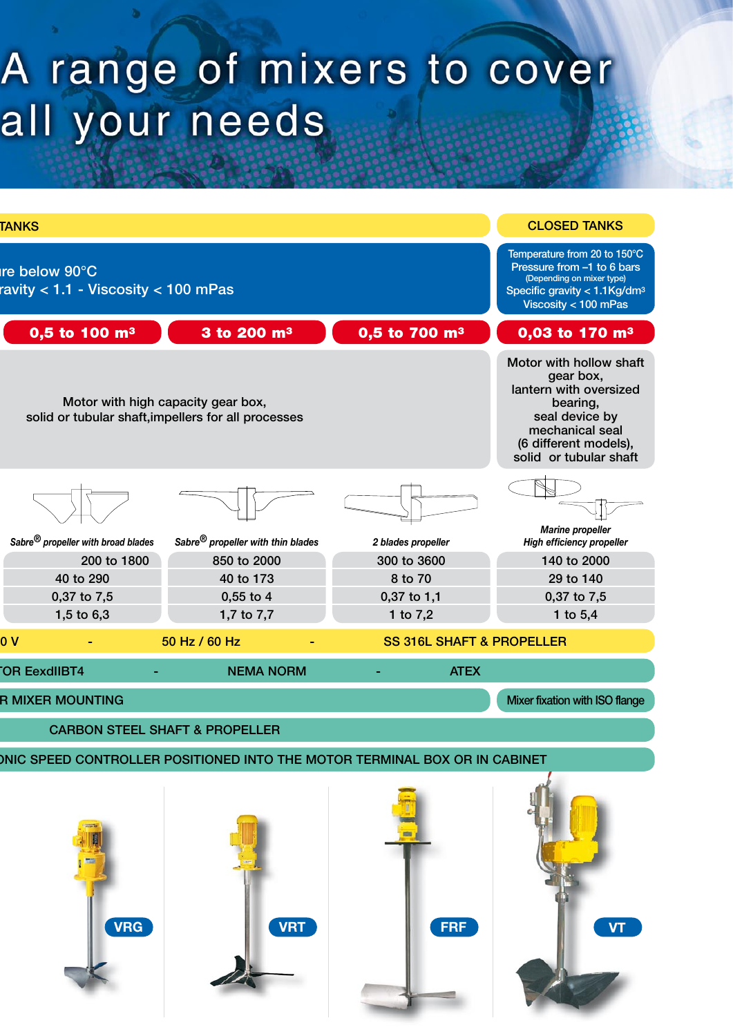# A range of mixers to cover all your needs

| TANKS | | | CLOSED TANKS |
|---|---|---|---|
| ure below 90°C<br>ravity < 1.1 - Viscosity < 100 mPas | | | Temperature from 20 to 150°C<br>Pressure from –1 to 6 bars<br>(Depending on mixer type)<br>Specific gravity < 1.1Kg/dm³<br>Viscosity < 100 mPas |
| **0,5 to 100 m³** | **3 to 200 m³** | **0,5 to 700 m³** | **0,03 to 170 m³** |
| Motor with high capacity gear box, solid or tubular shaft,impellers for all processes | | | Motor with hollow shaft gear box, lantern with oversized bearing, seal device by mechanical seal (6 different models), solid or tubular shaft |
| *Sabre® propeller with broad blades* | *Sabre® propeller with thin blades* | *2 blades propeller* | *Marine propeller High efficiency propeller* |
| 200 to 1800 | 850 to 2000 | 300 to 3600 | 140 to 2000 |
| 40 to 290 | 40 to 173 | 8 to 70 | 29 to 140 |
| 0,37 to 7,5 | 0,55 to 4 | 0,37 to 1,1 | 0,37 to 7,5 |
| 1,5 to 6,3 | 1,7 to 7,7 | 1 to 7,2 | 1 to 5,4 |

0 V - 50 Hz / 60 Hz - SS 316L SHAFT & PROPELLER

TOR EexdIIBT4 - NEMA NORM - ATEX

R MIXER MOUNTING | Mixer fixation with ISO flange

CARBON STEEL SHAFT & PROPELLER

ONIC SPEED CONTROLLER POSITIONED INTO THE MOTOR TERMINAL BOX OR IN CABINET

VRG | VRT | FRF | VT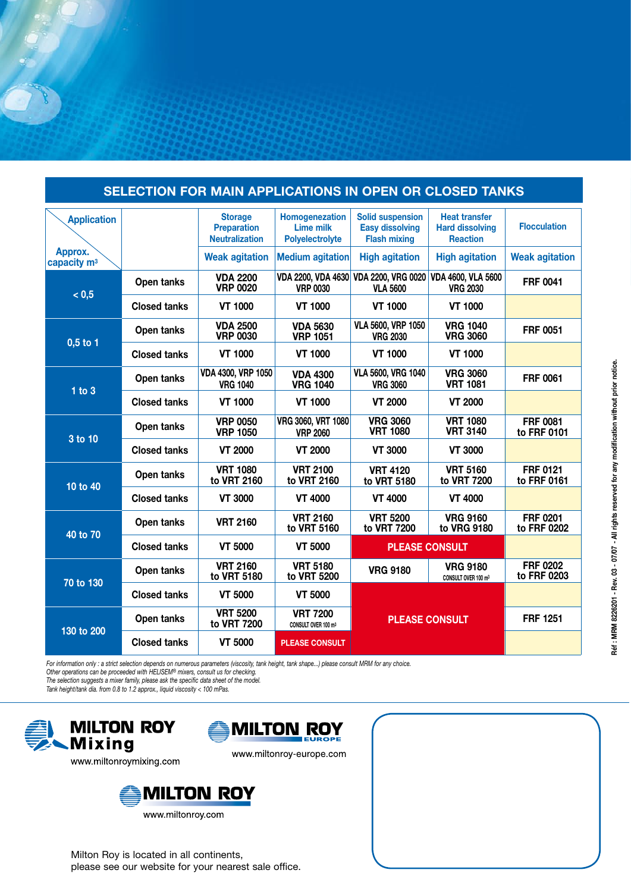## SELECTION FOR MAIN APPLICATIONS IN OPEN OR CLOSED TANKS

| Application / Approx. capacity m³ | | Storage Preparation Neutralization | Homogenezation Lime milk Polyelectrolyte | Solid suspension Easy dissolving Flash mixing | Heat transfer Hard dissolving Reaction | Flocculation |
|---|---|---|---|---|---|---|
| | | Weak agitation | Medium agitation | High agitation | High agitation | Weak agitation |
| < 0,5 | Open tanks | VDA 2200 VRP 0020 | VDA 2200, VDA 4630 VRP 0030 | VDA 2200, VRG 0020 VLA 5600 | VDA 4600, VLA 5600 VRG 2030 | FRF 0041 |
| | Closed tanks | VT 1000 | VT 1000 | VT 1000 | VT 1000 | |
| 0,5 to 1 | Open tanks | VDA 2500 VRP 0030 | VDA 5630 VRP 1051 | VLA 5600, VRP 1050 VRG 2030 | VRG 1040 VRG 3060 | FRF 0051 |
| | Closed tanks | VT 1000 | VT 1000 | VT 1000 | VT 1000 | |
| 1 to 3 | Open tanks | VDA 4300, VRP 1050 VRG 1040 | VDA 4300 VRG 1040 | VLA 5600, VRG 1040 VRG 3060 | VRG 3060 VRT 1081 | FRF 0061 |
| | Closed tanks | VT 1000 | VT 1000 | VT 2000 | VT 2000 | |
| 3 to 10 | Open tanks | VRP 0050 VRP 1050 | VRG 3060, VRT 1080 VRP 2060 | VRG 3060 VRT 1080 | VRT 1080 VRT 3140 | FRF 0081 to FRF 0101 |
| | Closed tanks | VT 2000 | VT 2000 | VT 3000 | VT 3000 | |
| 10 to 40 | Open tanks | VRT 1080 to VRT 2160 | VRT 2100 to VRT 2160 | VRT 4120 to VRT 5180 | VRT 5160 to VRT 7200 | FRF 0121 to FRF 0161 |
| | Closed tanks | VT 3000 | VT 4000 | VT 4000 | VT 4000 | |
| 40 to 70 | Open tanks | VRT 2160 | VRT 2160 to VRT 5160 | VRT 5200 to VRT 7200 | VRG 9160 to VRG 9180 | FRF 0201 to FRF 0202 |
| | Closed tanks | VT 5000 | VT 5000 | PLEASE CONSULT | PLEASE CONSULT | |
| 70 to 130 | Open tanks | VRT 2160 to VRT 5180 | VRT 5180 to VRT 5200 | VRG 9180 | VRG 9180 CONSULT OVER 100 m³ | FRF 0202 to FRF 0203 |
| | Closed tanks | VT 5000 | VT 5000 | PLEASE CONSULT | PLEASE CONSULT | |
| 130 to 200 | Open tanks | VRT 5200 to VRT 7200 | VRT 7200 CONSULT OVER 100 m³ | PLEASE CONSULT | PLEASE CONSULT | FRF 1251 |
| | Closed tanks | VT 5000 | PLEASE CONSULT | PLEASE CONSULT | PLEASE CONSULT | |

*For information only : a strict selection depends on numerous parameters (viscosity, tank height, tank shape...) please consult MRM for any choice.*
*Other operations can be proceeded with HELISEM® mixers, consult us for checking.*
*The selection suggests a mixer family, please ask the specific data sheet of the model.*
*Tank height/tank dia. from 0.8 to 1.2 approx., liquid viscosity < 100 mPas.*

Réf : MRM 8226201 - Rev. 03 - 07/07 - All rights reserved for any modification without prior notice.

MILTON ROY Mixing
www.miltonroymixing.com

MILTON ROY EUROPE
www.miltonroy-europe.com

MILTON ROY
www.miltonroy.com

Milton Roy is located in all continents,
please see our website for your nearest sale office.